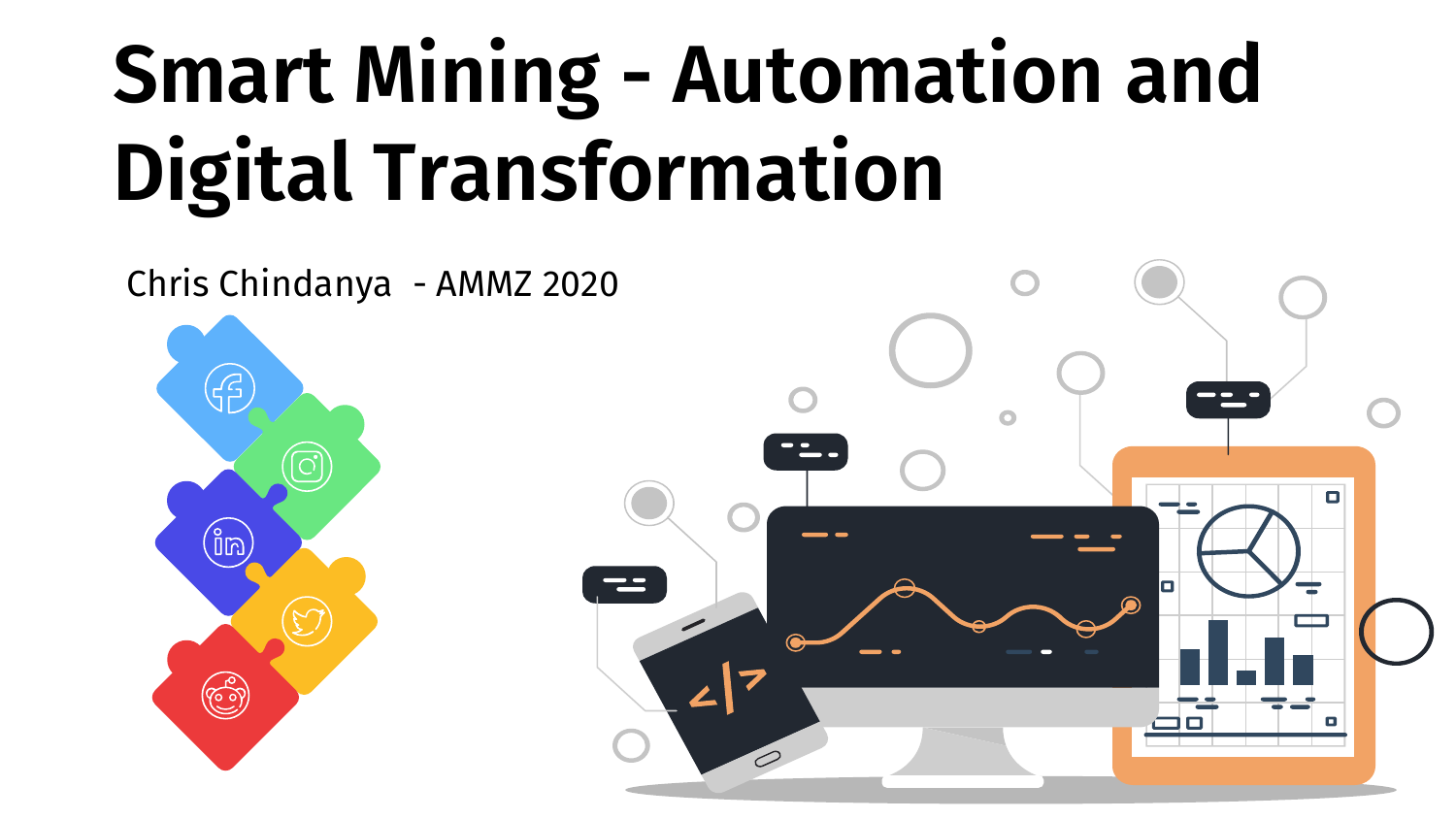# Smart Mining - Automation and Digital Transformation

Chris Chindanya - AMMZ 2020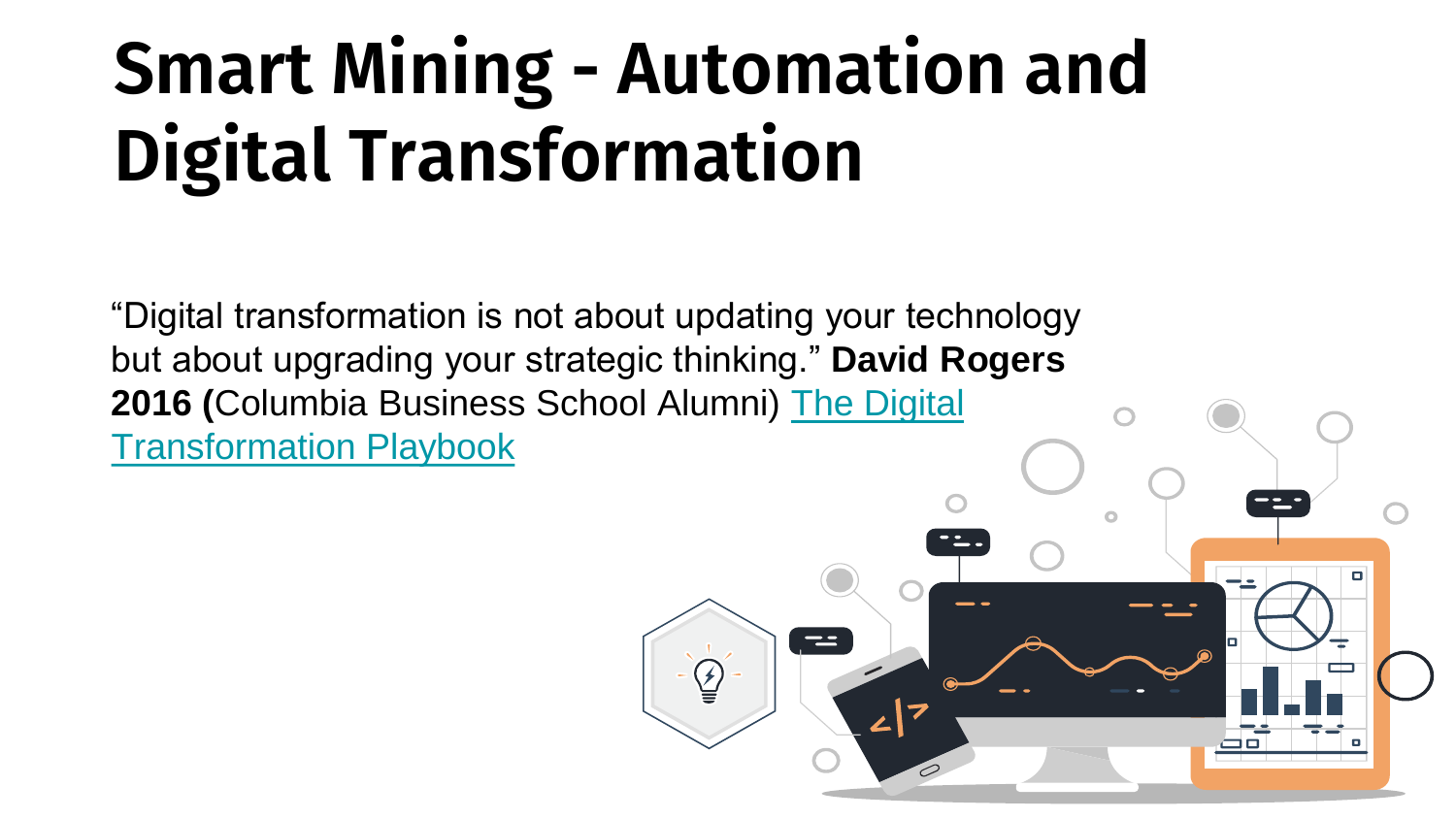# Smart Mining - Automation and Digital Transformation

“Digital transformation is not about updating your technology but about upgrading your strategic thinking.” **David Rogers 2016 (**Columbia Business School Alumni) The Digital Transformation Playbook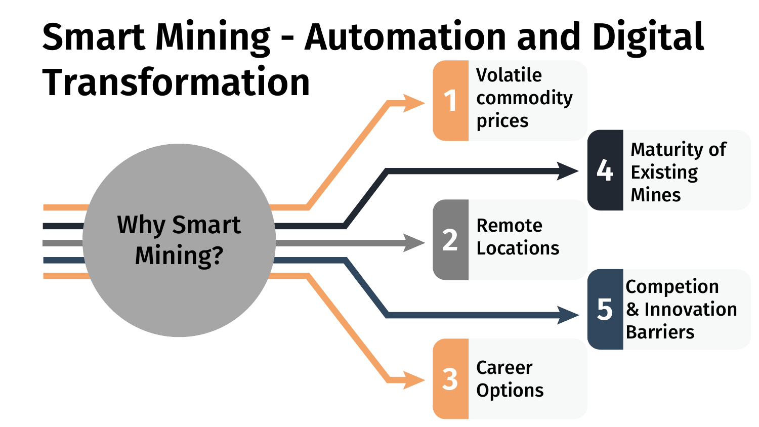# Smart Mining - Automation and Digital Transformation

**Why Smart Mining?**

1. Volatile commodity prices
2. Remote Locations
3. Career Options
4. Maturity of Existing Mines
5. Competion & Innovation Barriers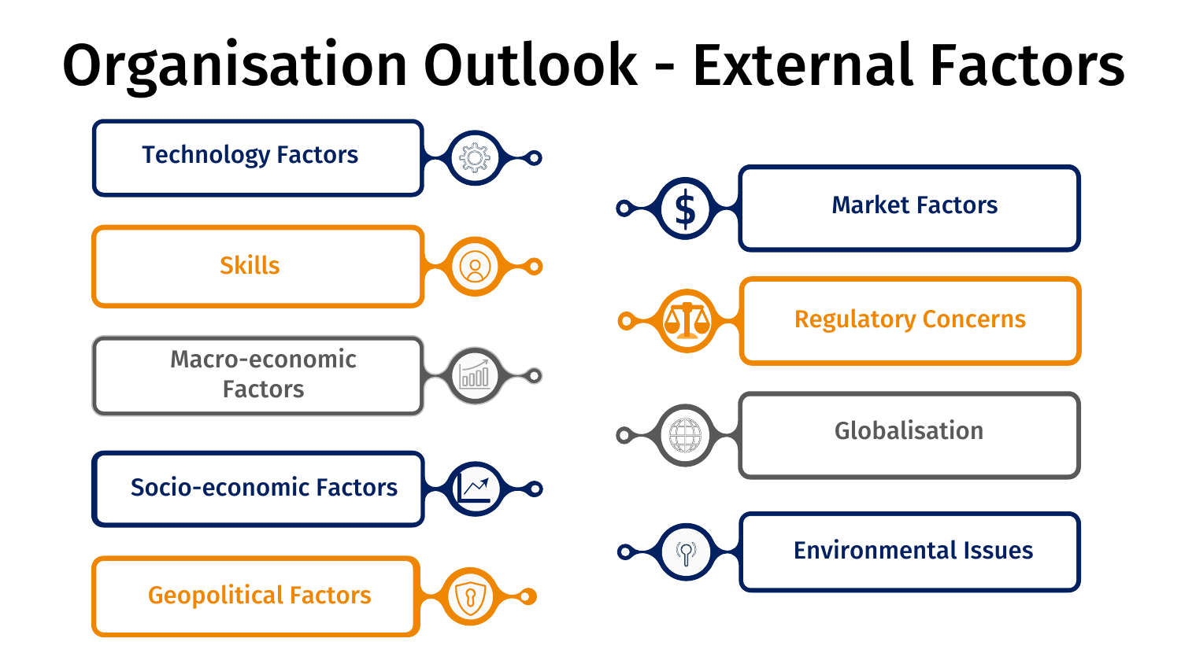# Organisation Outlook - External Factors

- Technology Factors
- Skills
- Macro-economic Factors
- Socio-economic Factors
- Geopolitical Factors
- Market Factors
- Regulatory Concerns
- Globalisation
- Environmental Issues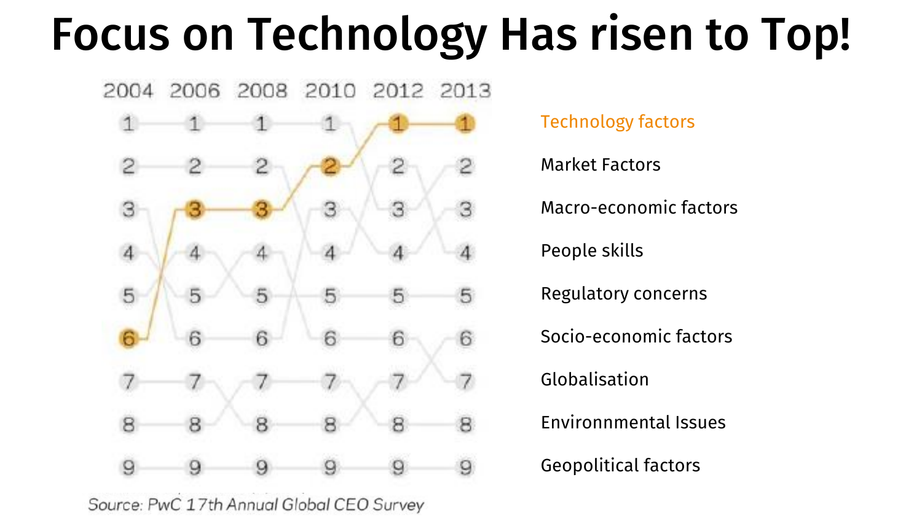# Focus on Technology Has risen to Top!

| 2004 | 2006 | 2008 | 2010 | 2012 | 2013 | |
|---|---|---|---|---|---|---|
| 1 | 1 | 1 | 1 | 1 | 1 | Technology factors |
| 2 | 2 | 2 | 2 | 2 | 2 | Market Factors |
| 3 | 3 | 3 | 3 | 3 | 3 | Macro-economic factors |
| 4 | 4 | 4 | 4 | 4 | 4 | People skills |
| 5 | 5 | 5 | 5 | 5 | 5 | Regulatory concerns |
| 6 | 6 | 6 | 6 | 6 | 6 | Socio-economic factors |
| 7 | 7 | 7 | 7 | 7 | 7 | Globalisation |
| 8 | 8 | 8 | 8 | 8 | 8 | Environnmental Issues |
| 9 | 9 | 9 | 9 | 9 | 9 | Geopolitical factors |

Source: PwC 17th Annual Global CEO Survey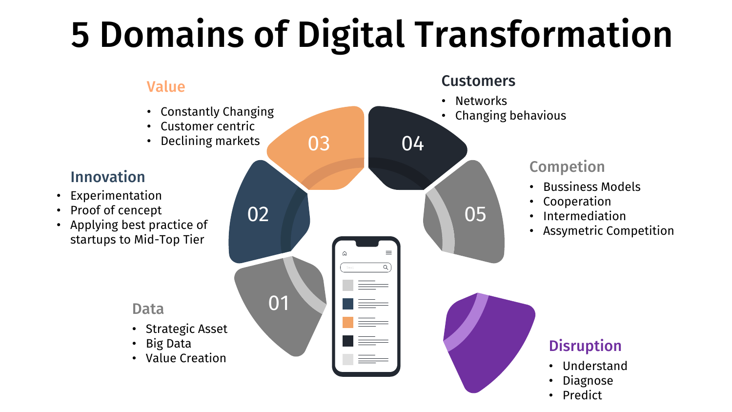# 5 Domains of Digital Transformation

### 01 Data

- Strategic Asset
- Big Data
- Value Creation

### 02 Innovation

- Experimentation
- Proof of cencept
- Applying best practice of startups to Mid-Top Tier

### 03 Value

- Constantly Changing
- Customer centric
- Declining markets

### 04 Customers

- Networks
- Changing behaviour

### 05 Competion

- Bussiness Models
- Cooperation
- Intermediation
- Assymetric Competition

### Disruption

- Understand
- Diagnose
- Predict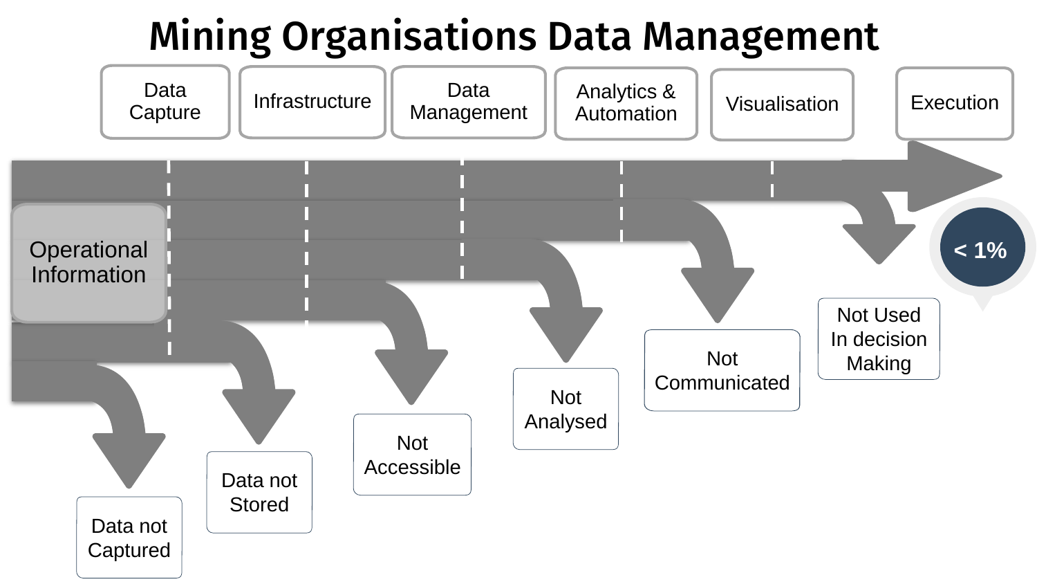# Mining Organisations Data Management

Data Capture | Infrastructure | Data Management | Analytics & Automation | Visualisation | Execution

Operational Information

< 1%

- Data not Captured
- Data not Stored
- Not Accessible
- Not Analysed
- Not Communicated
- Not Used In decision Making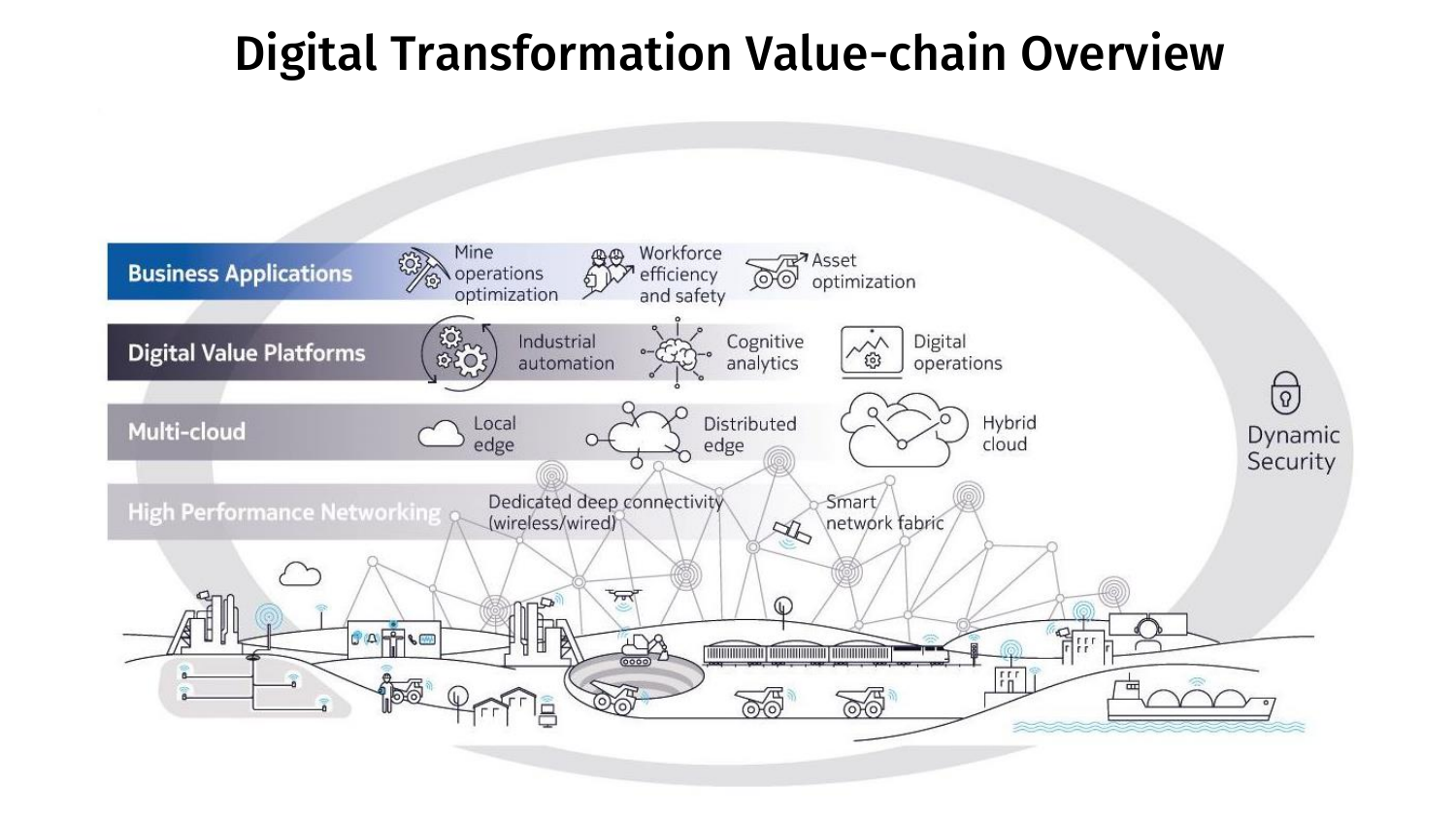# Digital Transformation Value-chain Overview

**Business Applications**

- Mine operations optimization
- Workforce efficiency and safety
- Asset optimization

**Digital Value Platforms**

- Industrial automation
- Cognitive analytics
- Digital operations

**Multi-cloud**

- Local edge
- Distributed edge
- Hybrid cloud

**High Performance Networking**

- Dedicated deep connectivity (wireless/wired)
- Smart network fabric

Dynamic Security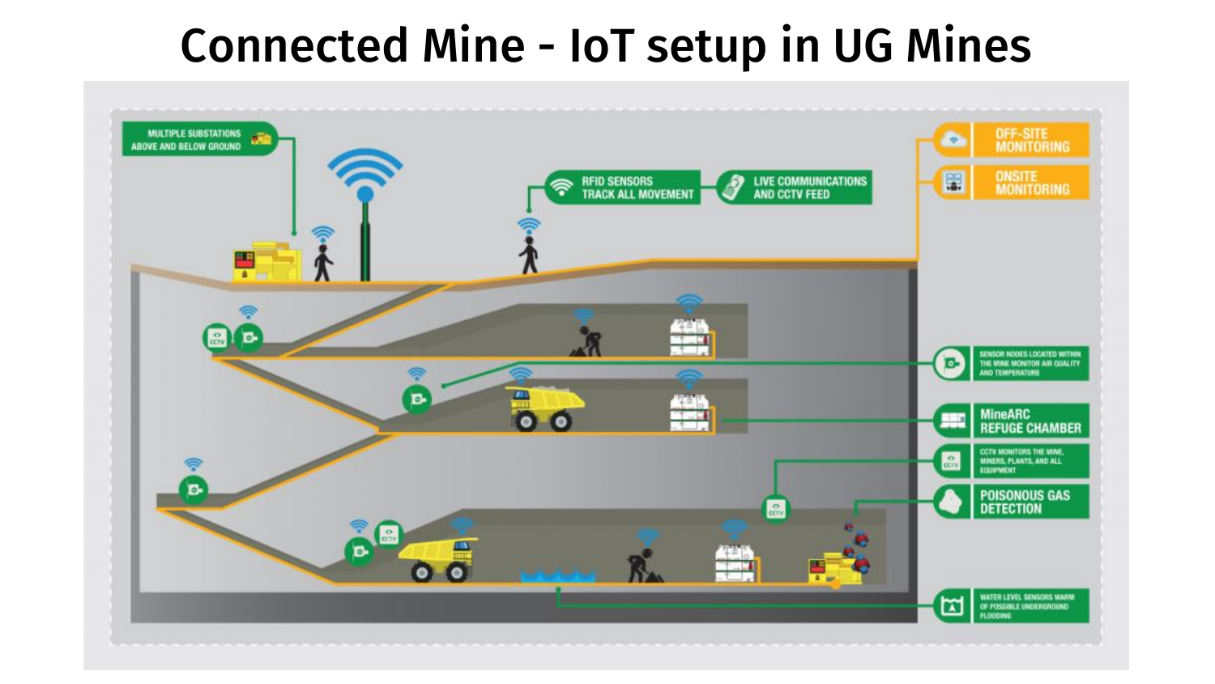# Connected Mine - IoT setup in UG Mines

MULTIPLE SUBSTATIONS ABOVE AND BELOW GROUND

RFID SENSORS TRACK ALL MOVEMENT

LIVE COMMUNICATIONS AND CCTV FEED

OFF-SITE MONITORING

ONSITE MONITORING

SENSOR NODES LOCATED WITHIN THE MINE MONITOR AIR QUALITY AND TEMPERATURE

MineARC REFUGE CHAMBER

CCTV MONITORS THE MINE, MINERS, PLANTS, AND ALL EQUIPMENT

POISONOUS GAS DETECTION

WATER LEVEL SENSORS WARN OF POSSIBLE UNDERGROUND FLOODING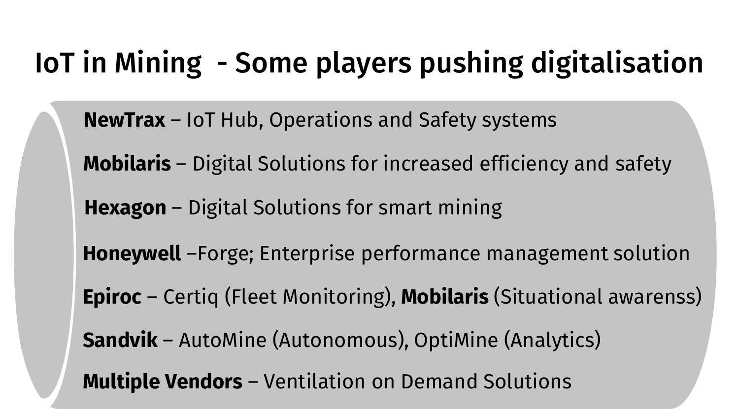# IoT in Mining - Some players pushing digitalisation

- **NewTrax** – IoT Hub, Operations and Safety systems
- **Mobilaris** – Digital Solutions for increased efficiency and safety
- **Hexagon** – Digital Solutions for smart mining
- **Honeywell** –Forge; Enterprise performance management solution
- **Epiroc** – Certiq (Fleet Monitoring), **Mobilaris** (Situational awarenss)
- **Sandvik** – AutoMine (Autonomous), OptiMine (Analytics)
- **Multiple Vendors** – Ventilation on Demand Solutions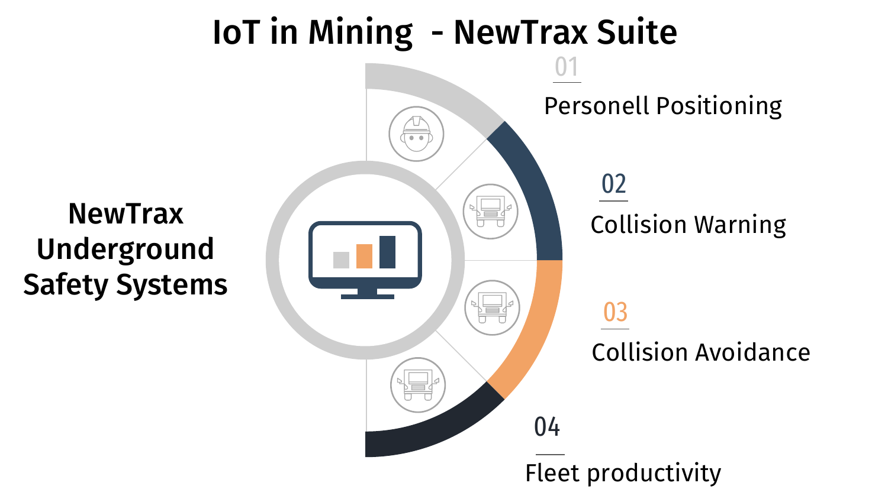# IoT in Mining - NewTrax Suite

**NewTrax Underground Safety Systems**

01 Personell Positioning

02 Collision Warning

03 Collision Avoidance

04 Fleet productivity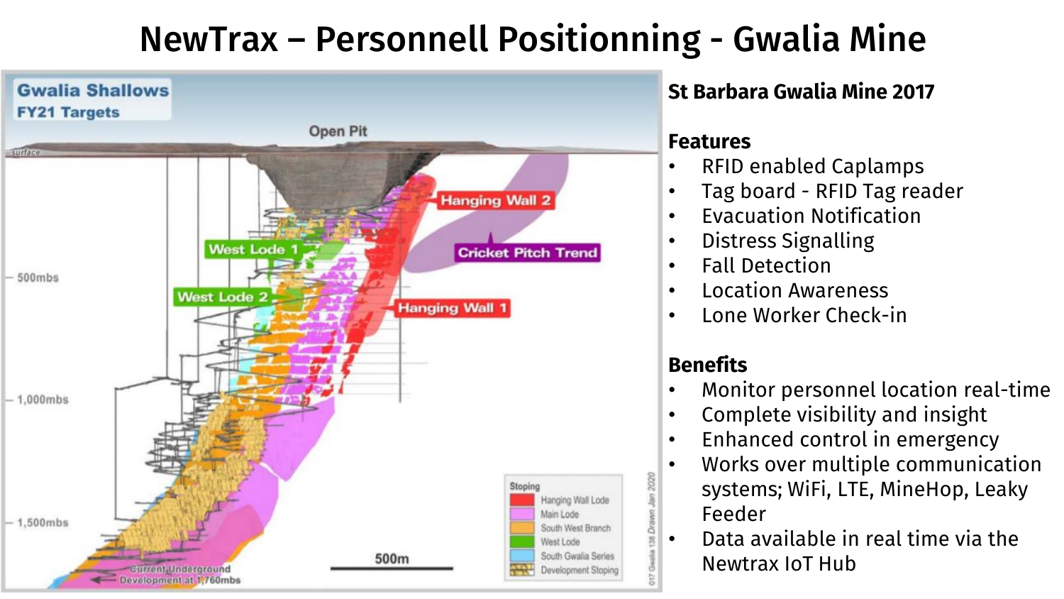# NewTrax – Personnell Positionning - Gwalia Mine

Gwalia Shallows
FY21 Targets

Open Pit

surface

Hanging Wall 2

West Lode 1

Cricket Pitch Trend

500mbs

West Lode 2

Hanging Wall 1

1,000mbs

1,500mbs

Stoping
- Hanging Wall Lode
- Main Lode
- South West Branch
- West Lode
- South Gwalia Series
- Development Stoping

500m

Current Underground Development at 1,760mbs

017 Gwalia 138 Drawn Jan 2020

**St Barbara Gwalia Mine 2017**

**Features**

- RFID enabled Caplamps
- Tag board - RFID Tag reader
- Evacuation Notification
- Distress Signalling
- Fall Detection
- Location Awareness
- Lone Worker Check-in

**Benefits**

- Monitor personnel location real-time
- Complete visibility and insight
- Enhanced control in emergency
- Works over multiple communication systems; WiFi, LTE, MineHop, Leaky Feeder
- Data available in real time via the Newtrax IoT Hub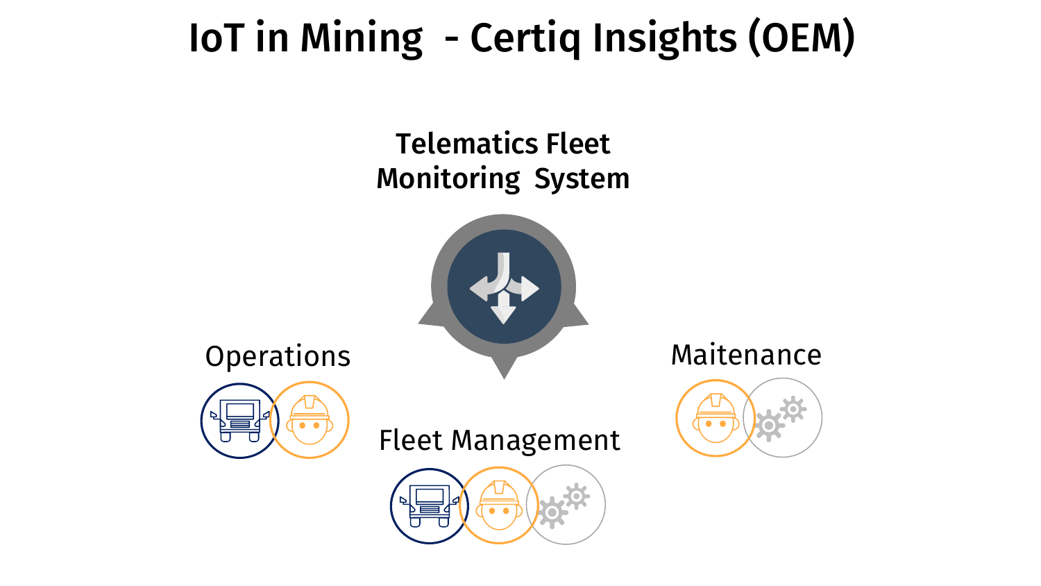# IoT in Mining - Certiq Insights (OEM)

Telematics Fleet Monitoring System

Operations

Fleet Management

Maitenance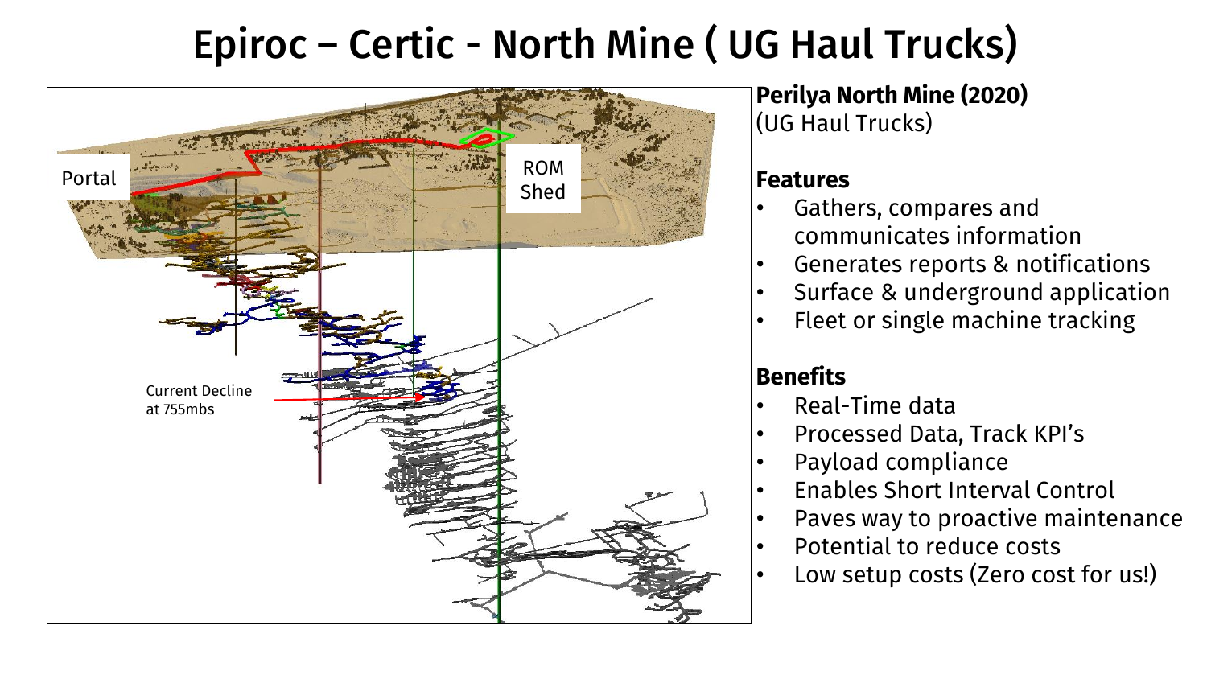# Epiroc – Certic - North Mine ( UG Haul Trucks)

Portal

ROM Shed

Current Decline at 755mbs

**Perilya North Mine (2020)**
(UG Haul Trucks)

**Features**

- Gathers, compares and communicates information
- Generates reports & notifications
- Surface & underground application
- Fleet or single machine tracking

**Benefits**

- Real-Time data
- Processed Data, Track KPI's
- Payload compliance
- Enables Short Interval Control
- Paves way to proactive maintenance
- Potential to reduce costs
- Low setup costs (Zero cost for us!)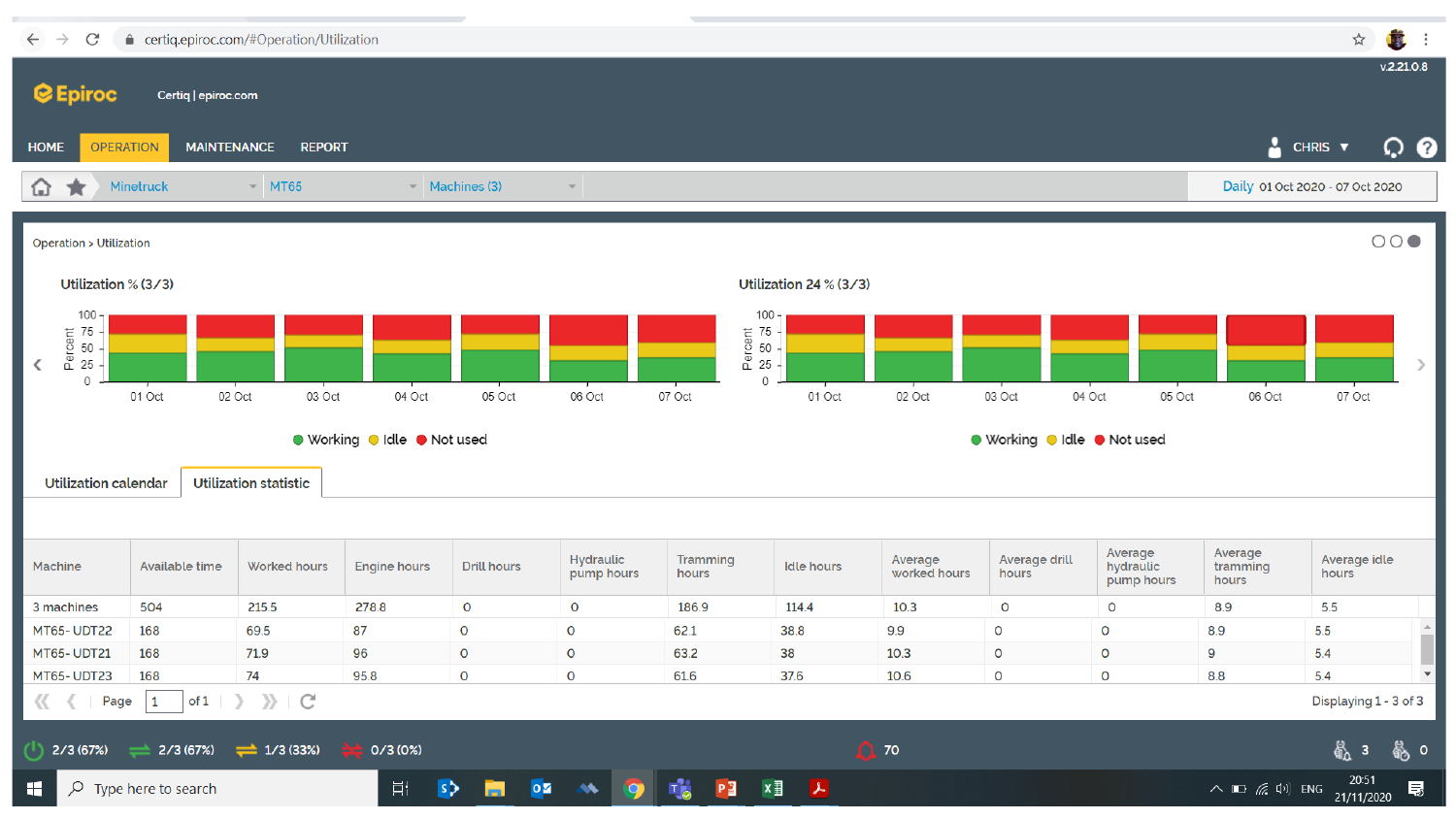certiq.epiroc.com/#Operation/Utilization

v.2.21.0.8

Epiroc Certiq | epiroc.com

HOME | OPERATION | MAINTENANCE | REPORT | CHRIS

Minetruck | MT65 | Machines (3) | Daily 01 Oct 2020 - 07 Oct 2020

Operation > Utilization

**Utilization % (3/3)**

**Utilization 24 % (3/3)**

Working | Idle | Not used

Utilization calendar | **Utilization statistic**

| Machine | Available time | Worked hours | Engine hours | Drill hours | Hydraulic pump hours | Tramming hours | Idle hours | Average worked hours | Average drill hours | Average hydraulic pump hours | Average tramming hours | Average idle hours |
|---|---|---|---|---|---|---|---|---|---|---|---|---|
| 3 machines | 504 | 215.5 | 278.8 | 0 | 0 | 186.9 | 114.4 | 10.3 | 0 | 0 | 8.9 | 5.5 |
| MT65- UDT22 | 168 | 69.5 | 87 | 0 | 0 | 62.1 | 38.8 | 9.9 | 0 | 0 | 8.9 | 5.5 |
| MT65- UDT21 | 168 | 71.9 | 96 | 0 | 0 | 63.2 | 38 | 10.3 | 0 | 0 | 9 | 5.4 |
| MT65- UDT23 | 168 | 74 | 95.8 | 0 | 0 | 61.6 | 37.6 | 10.6 | 0 | 0 | 8.8 | 5.4 |

Page 1 of 1 — Displaying 1 - 3 of 3

2/3 (67%) | 2/3 (67%) | 1/3 (33%) | 0/3 (0%) | 70 | 3 | 0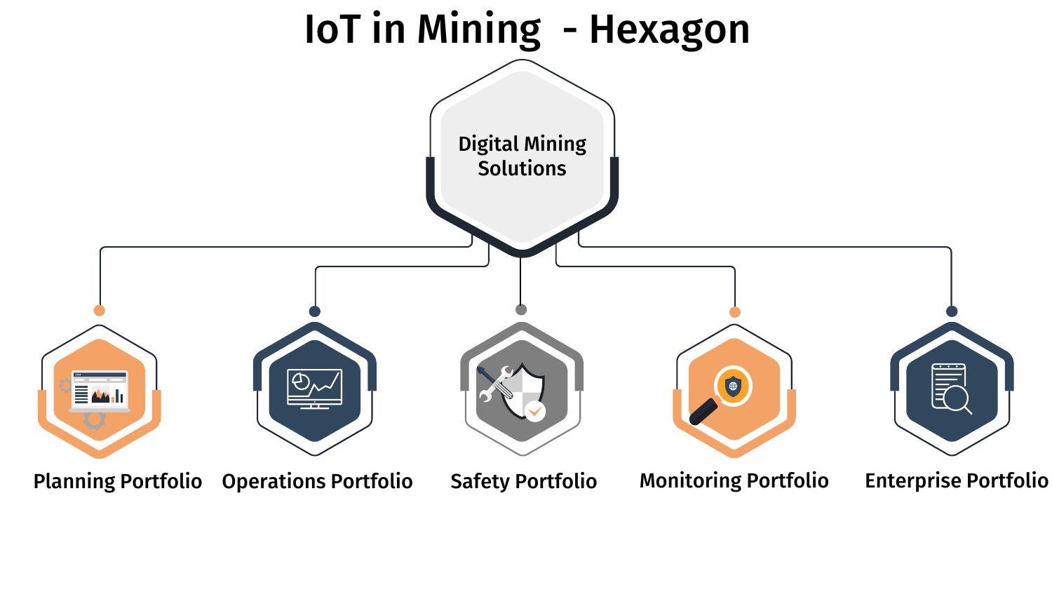# IoT in Mining - Hexagon

Digital Mining Solutions

- Planning Portfolio
- Operations Portfolio
- Safety Portfolio
- Monitoring Portfolio
- Enterprise Portfolio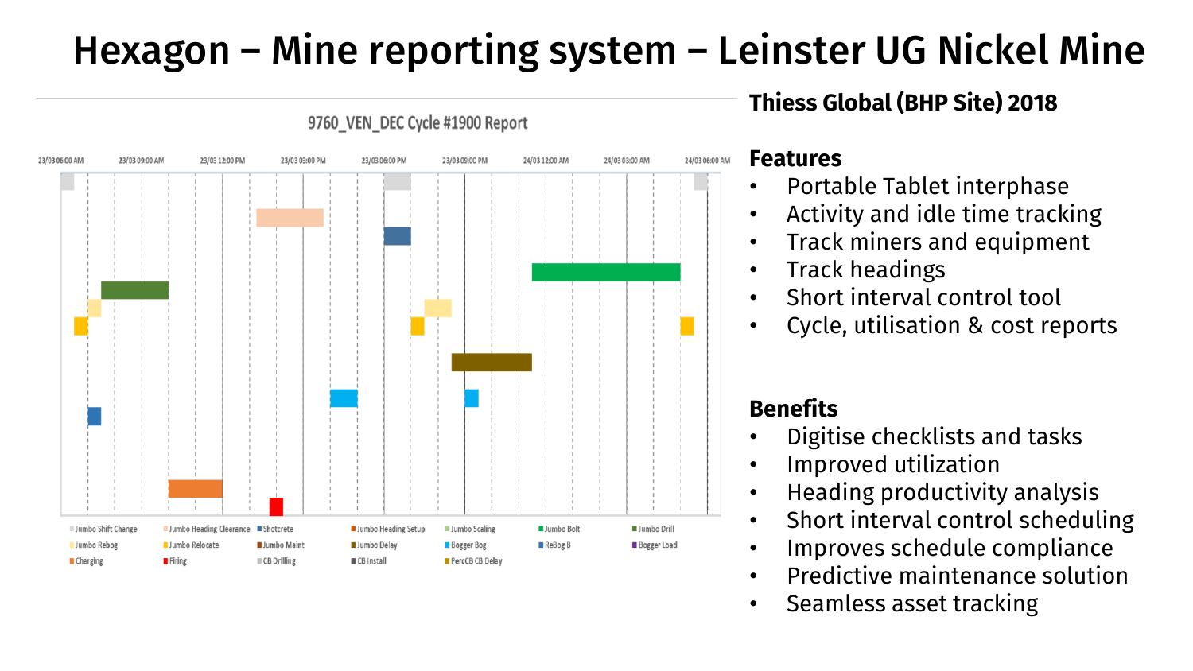# Hexagon – Mine reporting system – Leinster UG Nickel Mine

9760_VEN_DEC Cycle #1900 Report

23/03 06:00 AM | 23/03 09:00 AM | 23/03 12:00 PM | 23/03 03:00 PM | 23/03 06:00 PM | 23/03 09:00 PM | 24/03 12:00 AM | 24/03 03:00 AM | 24/03 06:00 AM

Jumbo Shift Change | Jumbo Heading Clearance | Shotcrete | Jumbo Heading Setup | Jumbo Scaling | Jumbo Bolt | Jumbo Drill
Jumbo Rebog | Jumbo Relocate | Jumbo Maint | Jumbo Delay | Bogger Bog | ReBog B | Bogger Load
Charging | Firing | CB Drilling | CB Install | FercCB CB Delay

**Thiess Global (BHP Site) 2018**

## Features

- Portable Tablet interphase
- Activity and idle time tracking
- Track miners and equipment
- Track headings
- Short interval control tool
- Cycle, utilisation & cost reports

## Benefits

- Digitise checklists and tasks
- Improved utilization
- Heading productivity analysis
- Short interval control scheduling
- Improves schedule compliance
- Predictive maintenance solution
- Seamless asset tracking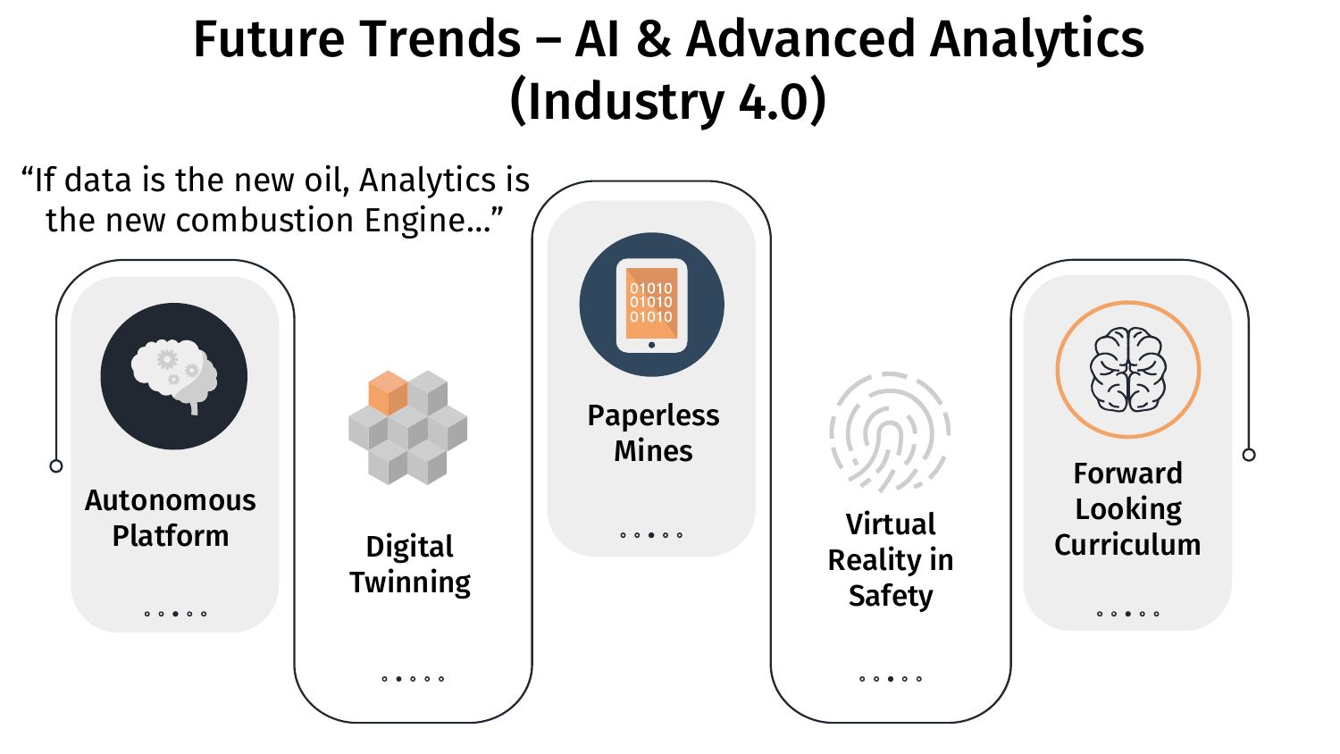# Future Trends – AI & Advanced Analytics (Industry 4.0)

"If data is the new oil, Analytics is the new combustion Engine…"

- Autonomous Platform
- Digital Twinning
- Paperless Mines
- Virtual Reality in Safety
- Forward Looking Curriculum